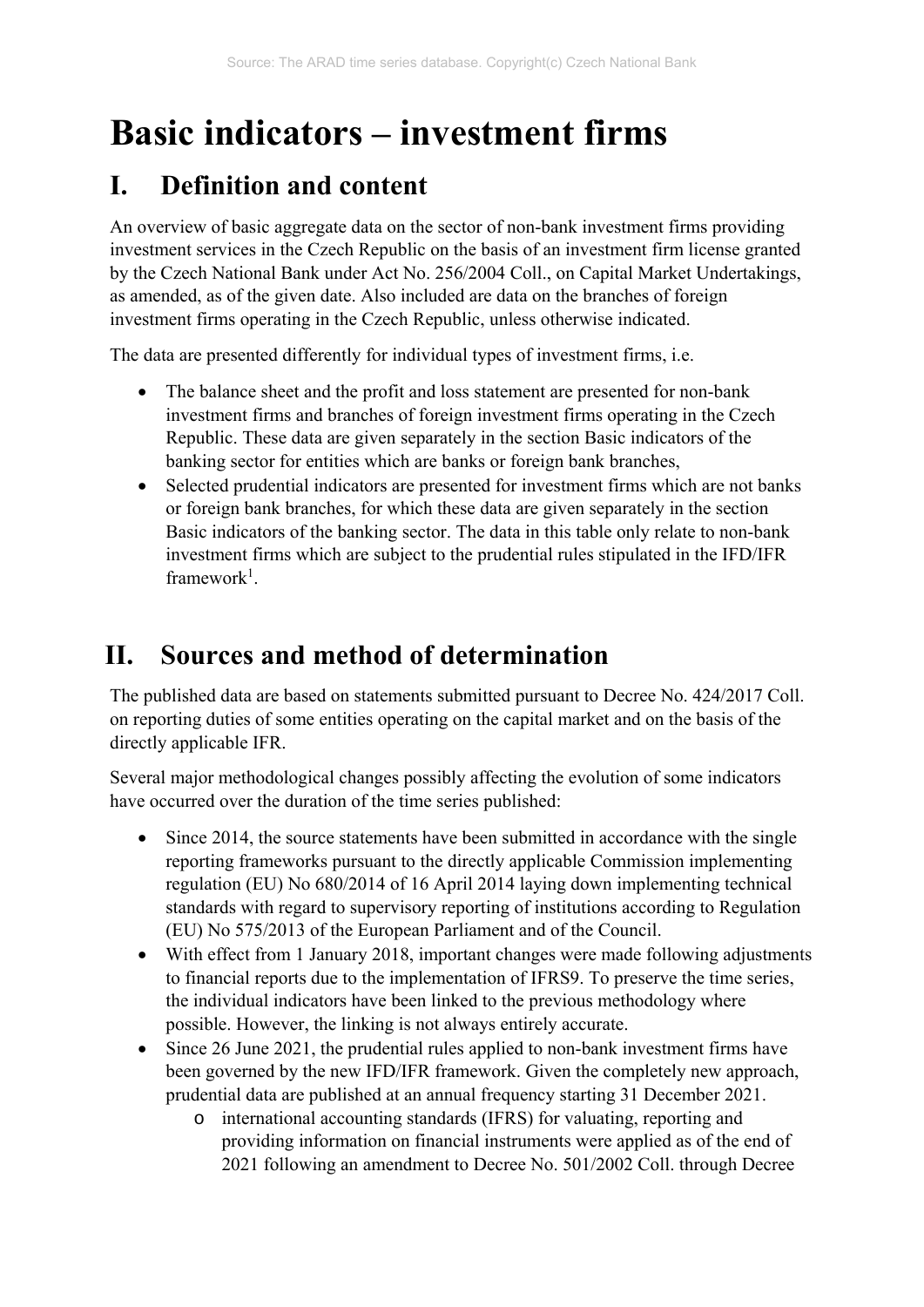# Basic indicators – investment firms

## I. Definition and content

An overview of basic aggregate data on the sector of non-bank investment firms providing investment services in the Czech Republic on the basis of an investment firm license granted by the Czech National Bank under Act No. 256/2004 Coll., on Capital Market Undertakings, as amended, as of the given date. Also included are data on the branches of foreign investment firms operating in the Czech Republic, unless otherwise indicated.

The data are presented differently for individual types of investment firms, i.e.

- The balance sheet and the profit and loss statement are presented for non-bank investment firms and branches of foreign investment firms operating in the Czech Republic. These data are given separately in the section Basic indicators of the banking sector for entities which are banks or foreign bank branches,
- Selected prudential indicators are presented for investment firms which are not banks or foreign bank branches, for which these data are given separately in the section Basic indicators of the banking sector. The data in this table only relate to non-bank investment firms which are subject to the prudential rules stipulated in the IFD/IFR framework[1].

## II. Sources and method of determination

The published data are based on statements submitted pursuant to Decree No. 424/2017 Coll. on reporting duties of some entities operating on the capital market and on the basis of the directly applicable IFR.

Several major methodological changes possibly affecting the evolution of some indicators have occurred over the duration of the time series published:

- Since 2014, the source statements have been submitted in accordance with the single reporting frameworks pursuant to the directly applicable Commission implementing regulation (EU) No 680/2014 of 16 April 2014 laying down implementing technical standards with regard to supervisory reporting of institutions according to Regulation (EU) No 575/2013 of the European Parliament and of the Council.
- With effect from 1 January 2018, important changes were made following adjustments to financial reports due to the implementation of IFRS9. To preserve the time series, the individual indicators have been linked to the previous methodology where possible. However, the linking is not always entirely accurate.
- Since 26 June 2021, the prudential rules applied to non-bank investment firms have been governed by the new IFD/IFR framework. Given the completely new approach, prudential data are published at an annual frequency starting 31 December 2021.
  - international accounting standards (IFRS) for valuating, reporting and providing information on financial instruments were applied as of the end of 2021 following an amendment to Decree No. 501/2002 Coll. through Decree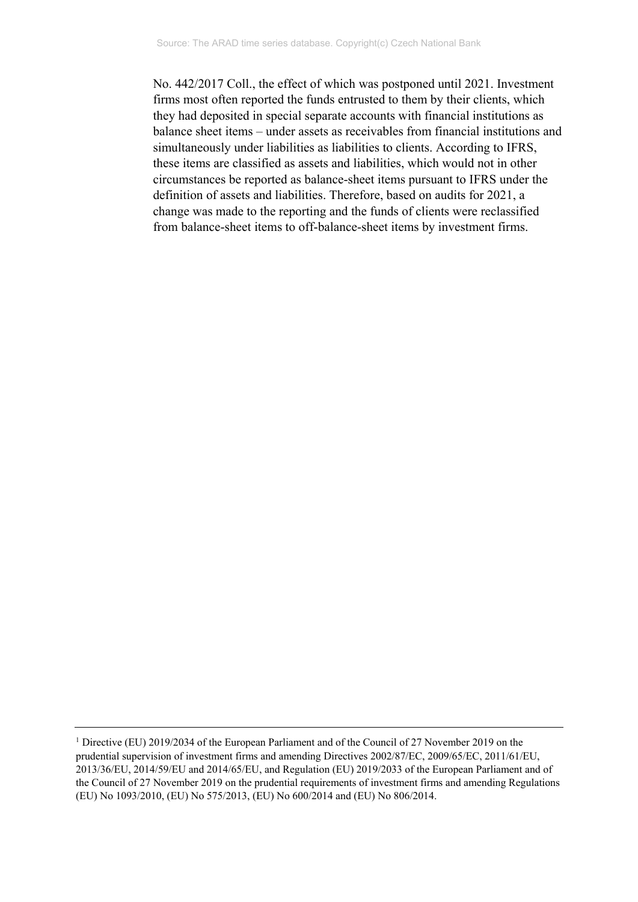No. 442/2017 Coll., the effect of which was postponed until 2021. Investment firms most often reported the funds entrusted to them by their clients, which they had deposited in special separate accounts with financial institutions as balance sheet items – under assets as receivables from financial institutions and simultaneously under liabilities as liabilities to clients. According to IFRS, these items are classified as assets and liabilities, which would not in other circumstances be reported as balance-sheet items pursuant to IFRS under the definition of assets and liabilities. Therefore, based on audits for 2021, a change was made to the reporting and the funds of clients were reclassified from balance-sheet items to off-balance-sheet items by investment firms.

---

[1] Directive (EU) 2019/2034 of the European Parliament and of the Council of 27 November 2019 on the prudential supervision of investment firms and amending Directives 2002/87/EC, 2009/65/EC, 2011/61/EU, 2013/36/EU, 2014/59/EU and 2014/65/EU, and Regulation (EU) 2019/2033 of the European Parliament and of the Council of 27 November 2019 on the prudential requirements of investment firms and amending Regulations (EU) No 1093/2010, (EU) No 575/2013, (EU) No 600/2014 and (EU) No 806/2014.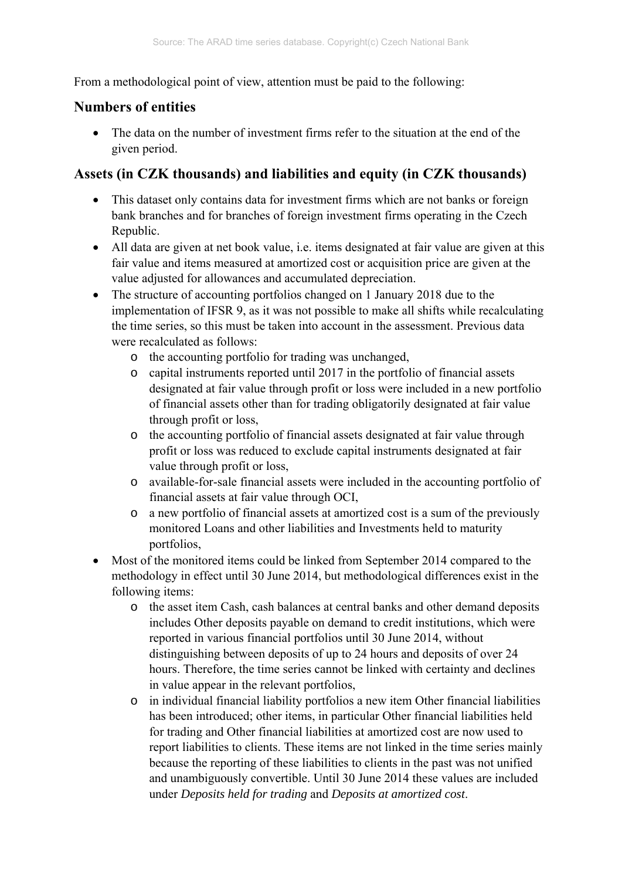From a methodological point of view, attention must be paid to the following:

## Numbers of entities

- The data on the number of investment firms refer to the situation at the end of the given period.

## Assets (in CZK thousands) and liabilities and equity (in CZK thousands)

- This dataset only contains data for investment firms which are not banks or foreign bank branches and for branches of foreign investment firms operating in the Czech Republic.
- All data are given at net book value, i.e. items designated at fair value are given at this fair value and items measured at amortized cost or acquisition price are given at the value adjusted for allowances and accumulated depreciation.
- The structure of accounting portfolios changed on 1 January 2018 due to the implementation of IFSR 9, as it was not possible to make all shifts while recalculating the time series, so this must be taken into account in the assessment. Previous data were recalculated as follows:
  - the accounting portfolio for trading was unchanged,
  - capital instruments reported until 2017 in the portfolio of financial assets designated at fair value through profit or loss were included in a new portfolio of financial assets other than for trading obligatorily designated at fair value through profit or loss,
  - the accounting portfolio of financial assets designated at fair value through profit or loss was reduced to exclude capital instruments designated at fair value through profit or loss,
  - available-for-sale financial assets were included in the accounting portfolio of financial assets at fair value through OCI,
  - a new portfolio of financial assets at amortized cost is a sum of the previously monitored Loans and other liabilities and Investments held to maturity portfolios,
- Most of the monitored items could be linked from September 2014 compared to the methodology in effect until 30 June 2014, but methodological differences exist in the following items:
  - the asset item Cash, cash balances at central banks and other demand deposits includes Other deposits payable on demand to credit institutions, which were reported in various financial portfolios until 30 June 2014, without distinguishing between deposits of up to 24 hours and deposits of over 24 hours. Therefore, the time series cannot be linked with certainty and declines in value appear in the relevant portfolios,
  - in individual financial liability portfolios a new item Other financial liabilities has been introduced; other items, in particular Other financial liabilities held for trading and Other financial liabilities at amortized cost are now used to report liabilities to clients. These items are not linked in the time series mainly because the reporting of these liabilities to clients in the past was not unified and unambiguously convertible. Until 30 June 2014 these values are included under *Deposits held for trading* and *Deposits at amortized cost*.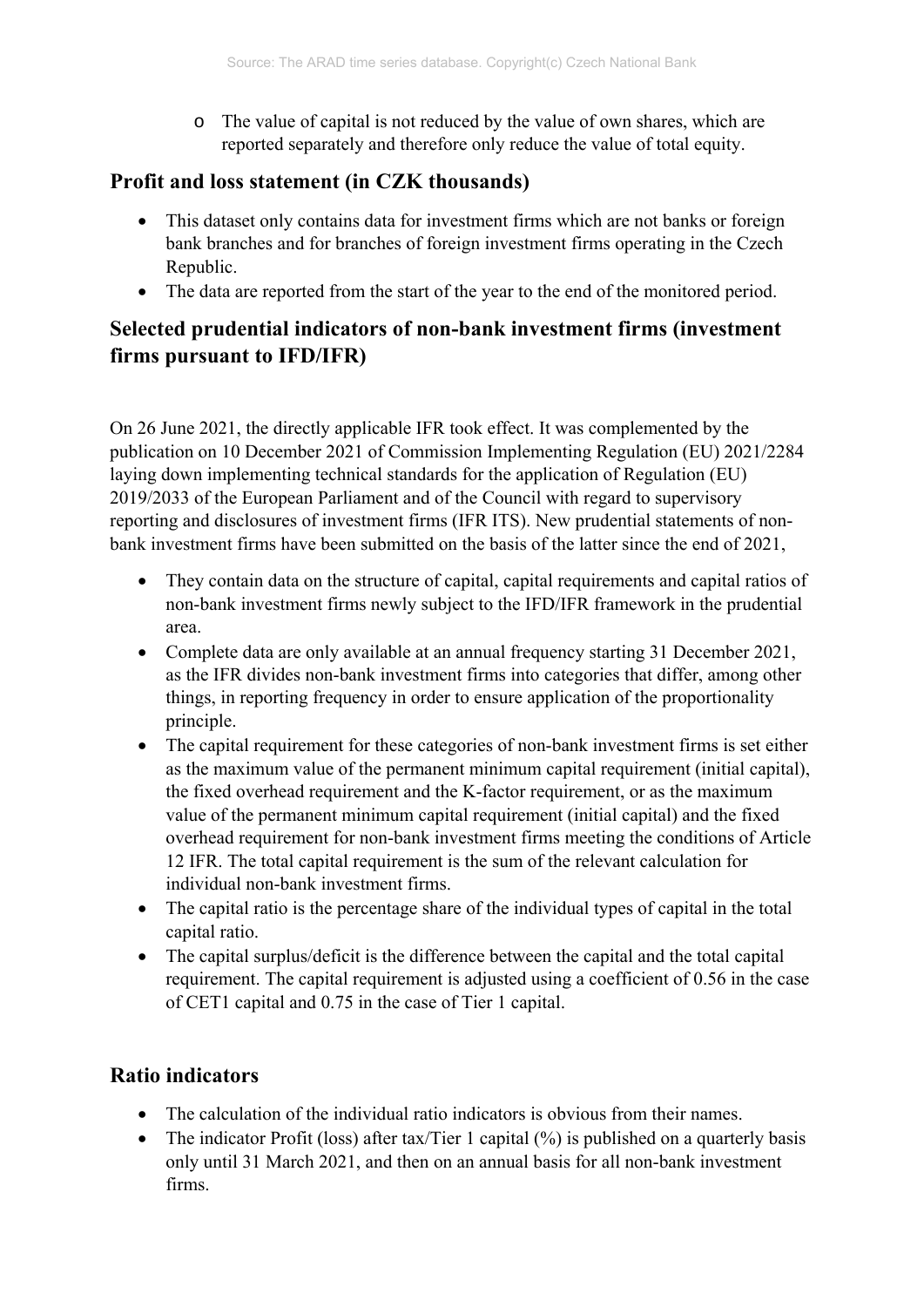- The value of capital is not reduced by the value of own shares, which are reported separately and therefore only reduce the value of total equity.

## Profit and loss statement (in CZK thousands)

- This dataset only contains data for investment firms which are not banks or foreign bank branches and for branches of foreign investment firms operating in the Czech Republic.
- The data are reported from the start of the year to the end of the monitored period.

## Selected prudential indicators of non-bank investment firms (investment firms pursuant to IFD/IFR)

On 26 June 2021, the directly applicable IFR took effect. It was complemented by the publication on 10 December 2021 of Commission Implementing Regulation (EU) 2021/2284 laying down implementing technical standards for the application of Regulation (EU) 2019/2033 of the European Parliament and of the Council with regard to supervisory reporting and disclosures of investment firms (IFR ITS). New prudential statements of non-bank investment firms have been submitted on the basis of the latter since the end of 2021,

- They contain data on the structure of capital, capital requirements and capital ratios of non-bank investment firms newly subject to the IFD/IFR framework in the prudential area.
- Complete data are only available at an annual frequency starting 31 December 2021, as the IFR divides non-bank investment firms into categories that differ, among other things, in reporting frequency in order to ensure application of the proportionality principle.
- The capital requirement for these categories of non-bank investment firms is set either as the maximum value of the permanent minimum capital requirement (initial capital), the fixed overhead requirement and the K-factor requirement, or as the maximum value of the permanent minimum capital requirement (initial capital) and the fixed overhead requirement for non-bank investment firms meeting the conditions of Article 12 IFR. The total capital requirement is the sum of the relevant calculation for individual non-bank investment firms.
- The capital ratio is the percentage share of the individual types of capital in the total capital ratio.
- The capital surplus/deficit is the difference between the capital and the total capital requirement. The capital requirement is adjusted using a coefficient of 0.56 in the case of CET1 capital and 0.75 in the case of Tier 1 capital.

## Ratio indicators

- The calculation of the individual ratio indicators is obvious from their names.
- The indicator Profit (loss) after tax/Tier 1 capital (%) is published on a quarterly basis only until 31 March 2021, and then on an annual basis for all non-bank investment firms.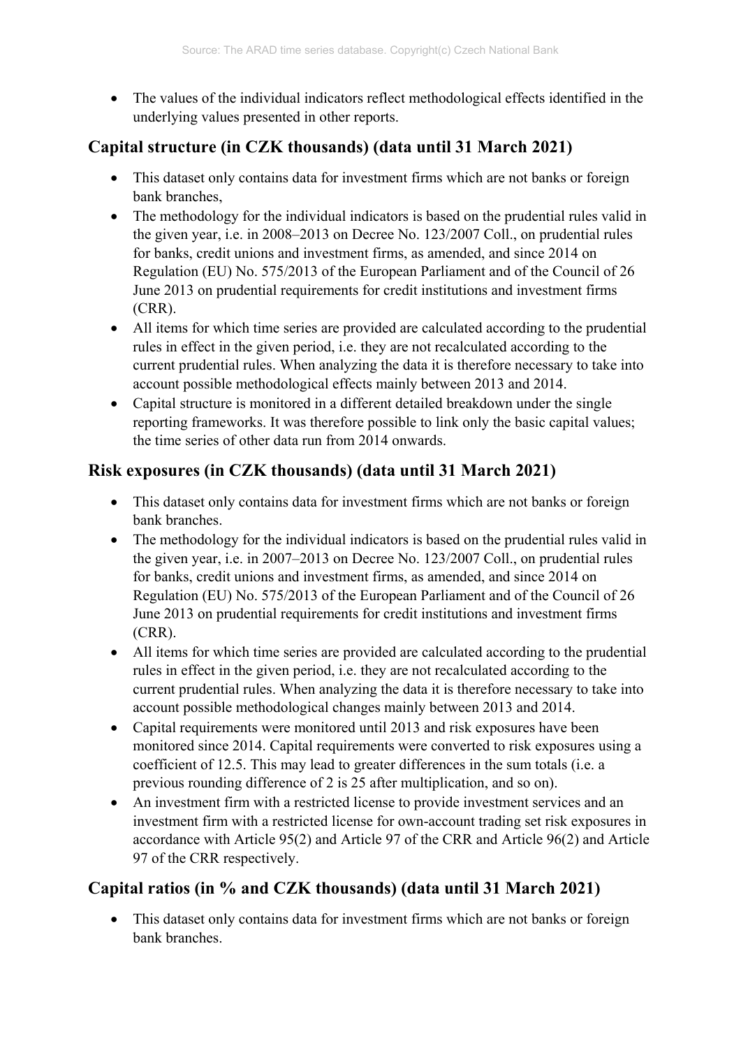- The values of the individual indicators reflect methodological effects identified in the underlying values presented in other reports.

## Capital structure (in CZK thousands) (data until 31 March 2021)

- This dataset only contains data for investment firms which are not banks or foreign bank branches,
- The methodology for the individual indicators is based on the prudential rules valid in the given year, i.e. in 2008–2013 on Decree No. 123/2007 Coll., on prudential rules for banks, credit unions and investment firms, as amended, and since 2014 on Regulation (EU) No. 575/2013 of the European Parliament and of the Council of 26 June 2013 on prudential requirements for credit institutions and investment firms (CRR).
- All items for which time series are provided are calculated according to the prudential rules in effect in the given period, i.e. they are not recalculated according to the current prudential rules. When analyzing the data it is therefore necessary to take into account possible methodological effects mainly between 2013 and 2014.
- Capital structure is monitored in a different detailed breakdown under the single reporting frameworks. It was therefore possible to link only the basic capital values; the time series of other data run from 2014 onwards.

## Risk exposures (in CZK thousands) (data until 31 March 2021)

- This dataset only contains data for investment firms which are not banks or foreign bank branches.
- The methodology for the individual indicators is based on the prudential rules valid in the given year, i.e. in 2007–2013 on Decree No. 123/2007 Coll., on prudential rules for banks, credit unions and investment firms, as amended, and since 2014 on Regulation (EU) No. 575/2013 of the European Parliament and of the Council of 26 June 2013 on prudential requirements for credit institutions and investment firms (CRR).
- All items for which time series are provided are calculated according to the prudential rules in effect in the given period, i.e. they are not recalculated according to the current prudential rules. When analyzing the data it is therefore necessary to take into account possible methodological changes mainly between 2013 and 2014.
- Capital requirements were monitored until 2013 and risk exposures have been monitored since 2014. Capital requirements were converted to risk exposures using a coefficient of 12.5. This may lead to greater differences in the sum totals (i.e. a previous rounding difference of 2 is 25 after multiplication, and so on).
- An investment firm with a restricted license to provide investment services and an investment firm with a restricted license for own-account trading set risk exposures in accordance with Article 95(2) and Article 97 of the CRR and Article 96(2) and Article 97 of the CRR respectively.

## Capital ratios (in % and CZK thousands) (data until 31 March 2021)

- This dataset only contains data for investment firms which are not banks or foreign bank branches.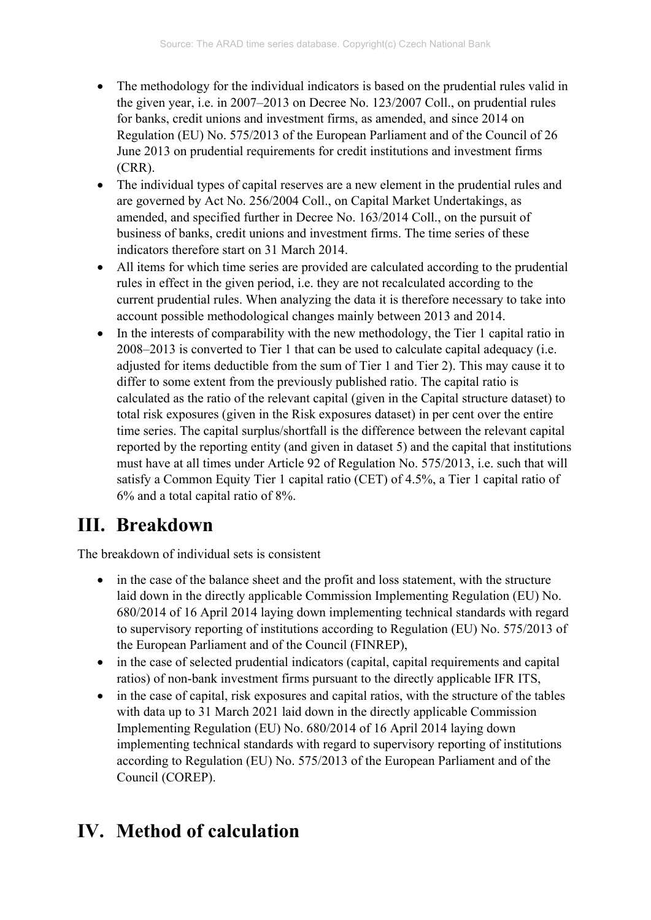- The methodology for the individual indicators is based on the prudential rules valid in the given year, i.e. in 2007–2013 on Decree No. 123/2007 Coll., on prudential rules for banks, credit unions and investment firms, as amended, and since 2014 on Regulation (EU) No. 575/2013 of the European Parliament and of the Council of 26 June 2013 on prudential requirements for credit institutions and investment firms (CRR).
- The individual types of capital reserves are a new element in the prudential rules and are governed by Act No. 256/2004 Coll., on Capital Market Undertakings, as amended, and specified further in Decree No. 163/2014 Coll., on the pursuit of business of banks, credit unions and investment firms. The time series of these indicators therefore start on 31 March 2014.
- All items for which time series are provided are calculated according to the prudential rules in effect in the given period, i.e. they are not recalculated according to the current prudential rules. When analyzing the data it is therefore necessary to take into account possible methodological changes mainly between 2013 and 2014.
- In the interests of comparability with the new methodology, the Tier 1 capital ratio in 2008–2013 is converted to Tier 1 that can be used to calculate capital adequacy (i.e. adjusted for items deductible from the sum of Tier 1 and Tier 2). This may cause it to differ to some extent from the previously published ratio. The capital ratio is calculated as the ratio of the relevant capital (given in the Capital structure dataset) to total risk exposures (given in the Risk exposures dataset) in per cent over the entire time series. The capital surplus/shortfall is the difference between the relevant capital reported by the reporting entity (and given in dataset 5) and the capital that institutions must have at all times under Article 92 of Regulation No. 575/2013, i.e. such that will satisfy a Common Equity Tier 1 capital ratio (CET) of 4.5%, a Tier 1 capital ratio of 6% and a total capital ratio of 8%.

# III. Breakdown

The breakdown of individual sets is consistent

- in the case of the balance sheet and the profit and loss statement, with the structure laid down in the directly applicable Commission Implementing Regulation (EU) No. 680/2014 of 16 April 2014 laying down implementing technical standards with regard to supervisory reporting of institutions according to Regulation (EU) No. 575/2013 of the European Parliament and of the Council (FINREP),
- in the case of selected prudential indicators (capital, capital requirements and capital ratios) of non-bank investment firms pursuant to the directly applicable IFR ITS,
- in the case of capital, risk exposures and capital ratios, with the structure of the tables with data up to 31 March 2021 laid down in the directly applicable Commission Implementing Regulation (EU) No. 680/2014 of 16 April 2014 laying down implementing technical standards with regard to supervisory reporting of institutions according to Regulation (EU) No. 575/2013 of the European Parliament and of the Council (COREP).

# IV. Method of calculation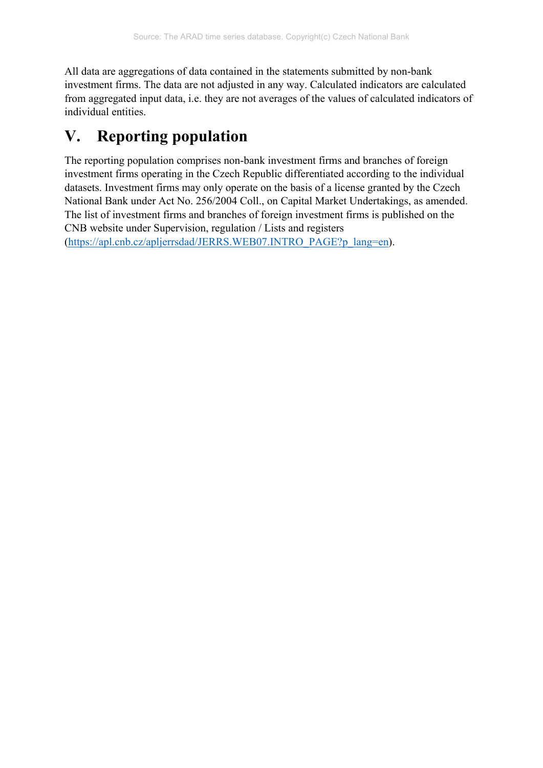All data are aggregations of data contained in the statements submitted by non-bank investment firms. The data are not adjusted in any way. Calculated indicators are calculated from aggregated input data, i.e. they are not averages of the values of calculated indicators of individual entities.

# V. Reporting population

The reporting population comprises non-bank investment firms and branches of foreign investment firms operating in the Czech Republic differentiated according to the individual datasets. Investment firms may only operate on the basis of a license granted by the Czech National Bank under Act No. 256/2004 Coll., on Capital Market Undertakings, as amended. The list of investment firms and branches of foreign investment firms is published on the CNB website under Supervision, regulation / Lists and registers (https://apl.cnb.cz/apljerrsdad/JERRS.WEB07.INTRO_PAGE?p_lang=en).